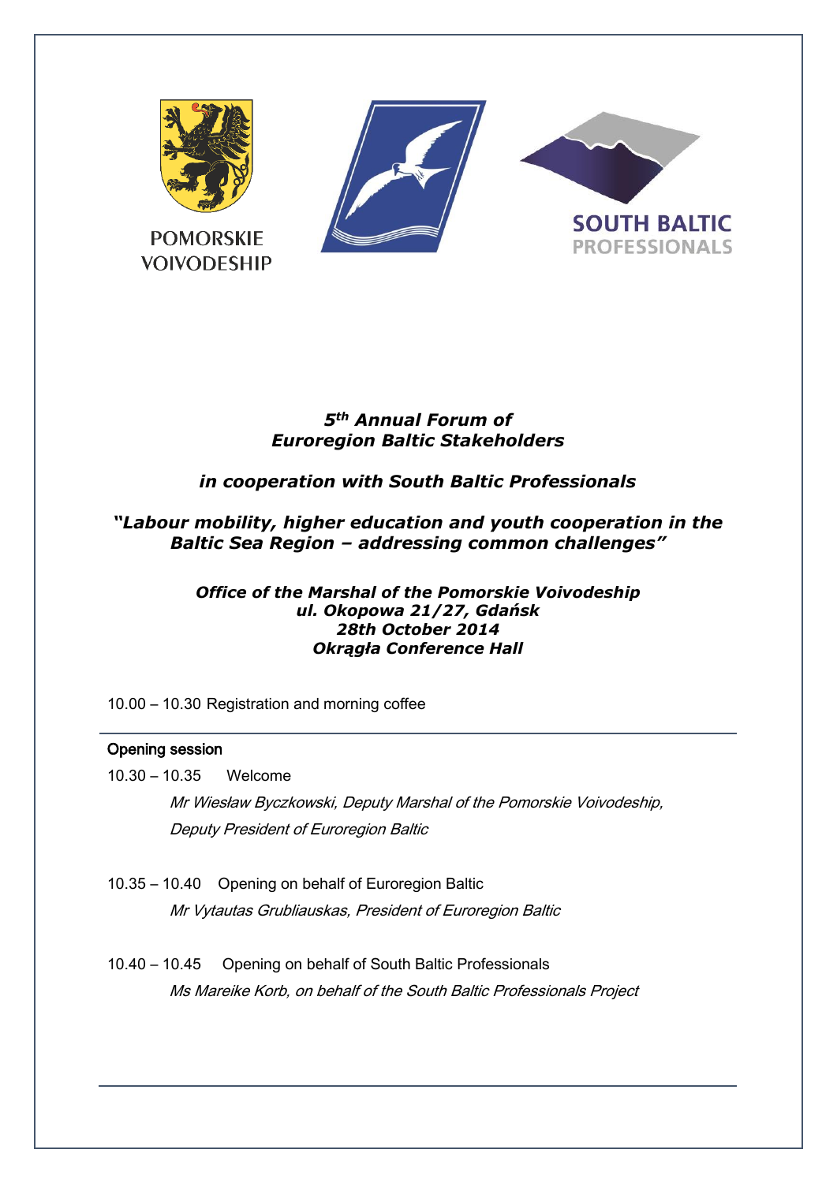POMORSKIE VOIVODESHIP

SOUTH BALTIC PROFESSIONALS

# *5th Annual Forum of Euroregion Baltic Stakeholders*

## *in cooperation with South Baltic Professionals*

## *"Labour mobility, higher education and youth cooperation in the Baltic Sea Region – addressing common challenges"*

***Office of the Marshal of the Pomorskie Voivodeship***
***ul. Okopowa 21/27, Gdańsk***
***28th October 2014***
***Okrągła Conference Hall***

10.00 – 10.30 Registration and morning coffee

---

**Opening session**

10.30 – 10.35 Welcome

*Mr Wiesław Byczkowski, Deputy Marshal of the Pomorskie Voivodeship, Deputy President of Euroregion Baltic*

10.35 – 10.40 Opening on behalf of Euroregion Baltic

*Mr Vytautas Grubliauskas, President of Euroregion Baltic*

10.40 – 10.45 Opening on behalf of South Baltic Professionals

*Ms Mareike Korb, on behalf of the South Baltic Professionals Project*

---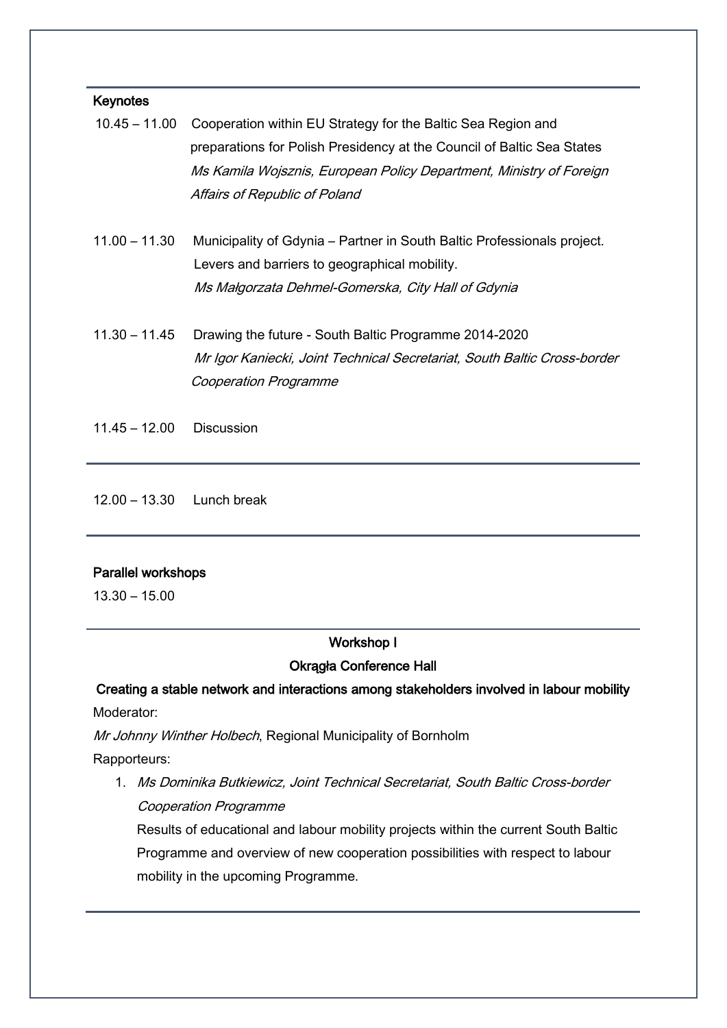**Keynotes**

10.45 – 11.00 Cooperation within EU Strategy for the Baltic Sea Region and preparations for Polish Presidency at the Council of Baltic Sea States
*Ms Kamila Wojsznis, European Policy Department, Ministry of Foreign Affairs of Republic of Poland*

11.00 – 11.30 Municipality of Gdynia – Partner in South Baltic Professionals project. Levers and barriers to geographical mobility.
*Ms Małgorzata Dehmel-Gomerska, City Hall of Gdynia*

11.30 – 11.45 Drawing the future - South Baltic Programme 2014-2020
*Mr Igor Kaniecki, Joint Technical Secretariat, South Baltic Cross-border Cooperation Programme*

11.45 – 12.00 Discussion

---

12.00 – 13.30 Lunch break

---

**Parallel workshops**

13.30 – 15.00

---

**Workshop I**

**Okrągła Conference Hall**

**Creating a stable network and interactions among stakeholders involved in labour mobility**

Moderator:

*Mr Johnny Winther Holbech*, Regional Municipality of Bornholm

Rapporteurs:

1. *Ms Dominika Butkiewicz, Joint Technical Secretariat, South Baltic Cross-border Cooperation Programme*
   Results of educational and labour mobility projects within the current South Baltic Programme and overview of new cooperation possibilities with respect to labour mobility in the upcoming Programme.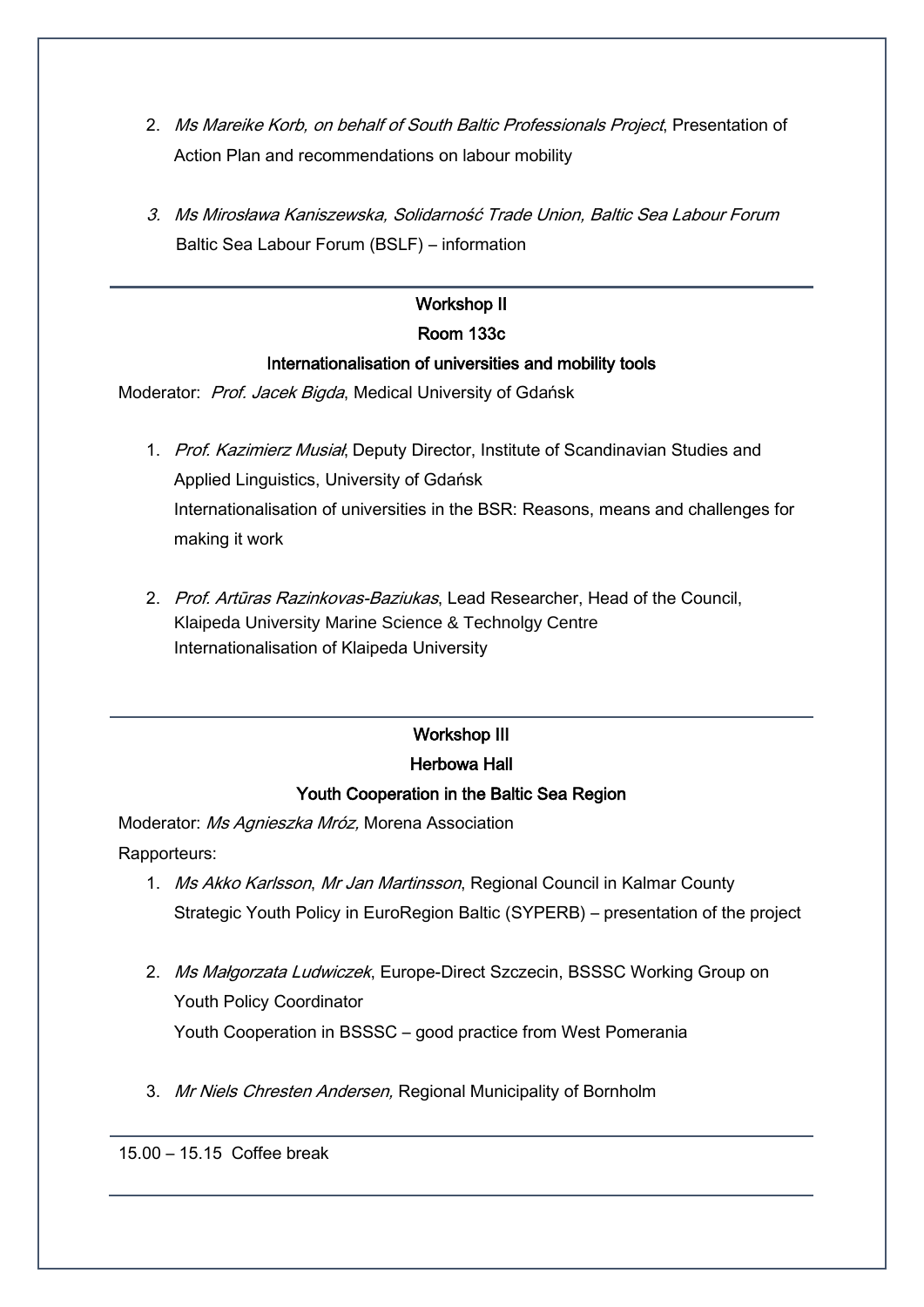2. *Ms Mareike Korb, on behalf of South Baltic Professionals Project*, Presentation of Action Plan and recommendations on labour mobility

3. *Ms Mirosława Kaniszewska, Solidarność Trade Union, Baltic Sea Labour Forum* Baltic Sea Labour Forum (BSLF) – information

---

**Workshop II**

**Room 133c**

**Internationalisation of universities and mobility tools**

Moderator: *Prof. Jacek Bigda*, Medical University of Gdańsk

1. *Prof. Kazimierz Musiał*, Deputy Director, Institute of Scandinavian Studies and Applied Linguistics, University of Gdańsk
   Internationalisation of universities in the BSR: Reasons, means and challenges for making it work

2. *Prof. Artūras Razinkovas-Baziukas*, Lead Researcher, Head of the Council, Klaipeda University Marine Science & Technolgy Centre
   Internationalisation of Klaipeda University

---

**Workshop III**

**Herbowa Hall**

**Youth Cooperation in the Baltic Sea Region**

Moderator: *Ms Agnieszka Mróz,* Morena Association

Rapporteurs:

1. *Ms Akko Karlsson*, *Mr Jan Martinsson*, Regional Council in Kalmar County
   Strategic Youth Policy in EuroRegion Baltic (SYPERB) – presentation of the project

2. *Ms Małgorzata Ludwiczek*, Europe-Direct Szczecin, BSSSC Working Group on Youth Policy Coordinator
   Youth Cooperation in BSSSC – good practice from West Pomerania

3. *Mr Niels Chresten Andersen,* Regional Municipality of Bornholm

---

15.00 – 15.15 Coffee break

---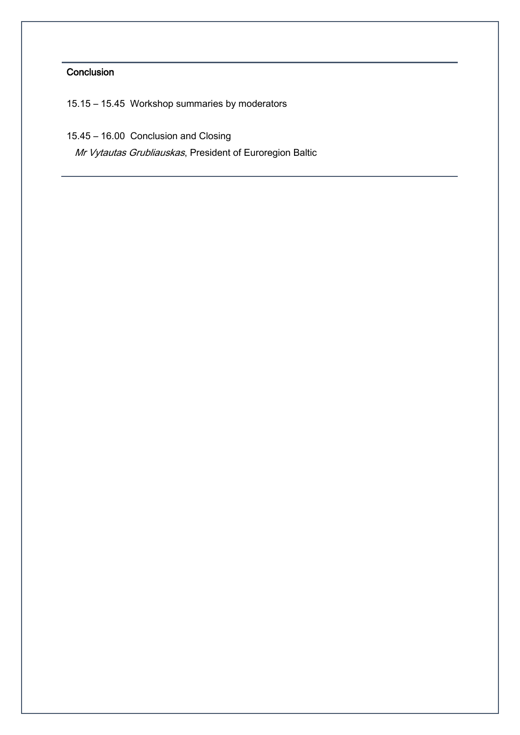## Conclusion

15.15 – 15.45 Workshop summaries by moderators

15.45 – 16.00 Conclusion and Closing
*Mr Vytautas Grubliauskas*, President of Euroregion Baltic